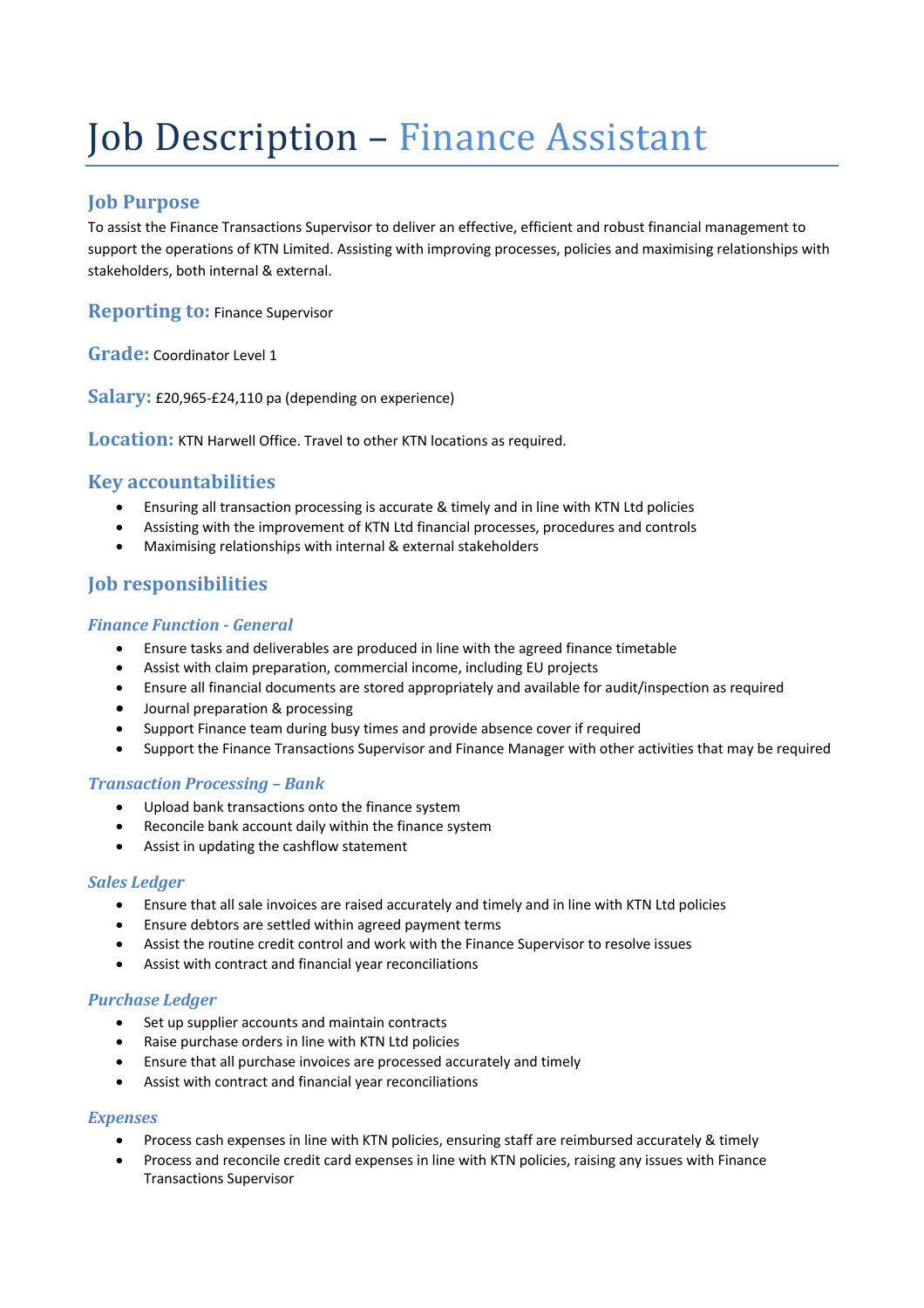# Job Description – Finance Assistant

## Job Purpose

To assist the Finance Transactions Supervisor to deliver an effective, efficient and robust financial management to support the operations of KTN Limited. Assisting with improving processes, policies and maximising relationships with stakeholders, both internal & external.

**Reporting to:** Finance Supervisor

**Grade:** Coordinator Level 1

**Salary:** £20,965-£24,110 pa (depending on experience)

**Location:** KTN Harwell Office. Travel to other KTN locations as required.

## Key accountabilities

- Ensuring all transaction processing is accurate & timely and in line with KTN Ltd policies
- Assisting with the improvement of KTN Ltd financial processes, procedures and controls
- Maximising relationships with internal & external stakeholders

## Job responsibilities

### *Finance Function - General*

- Ensure tasks and deliverables are produced in line with the agreed finance timetable
- Assist with claim preparation, commercial income, including EU projects
- Ensure all financial documents are stored appropriately and available for audit/inspection as required
- Journal preparation & processing
- Support Finance team during busy times and provide absence cover if required
- Support the Finance Transactions Supervisor and Finance Manager with other activities that may be required

### *Transaction Processing – Bank*

- Upload bank transactions onto the finance system
- Reconcile bank account daily within the finance system
- Assist in updating the cashflow statement

### *Sales Ledger*

- Ensure that all sale invoices are raised accurately and timely and in line with KTN Ltd policies
- Ensure debtors are settled within agreed payment terms
- Assist the routine credit control and work with the Finance Supervisor to resolve issues
- Assist with contract and financial year reconciliations

### *Purchase Ledger*

- Set up supplier accounts and maintain contracts
- Raise purchase orders in line with KTN Ltd policies
- Ensure that all purchase invoices are processed accurately and timely
- Assist with contract and financial year reconciliations

### *Expenses*

- Process cash expenses in line with KTN policies, ensuring staff are reimbursed accurately & timely
- Process and reconcile credit card expenses in line with KTN policies, raising any issues with Finance Transactions Supervisor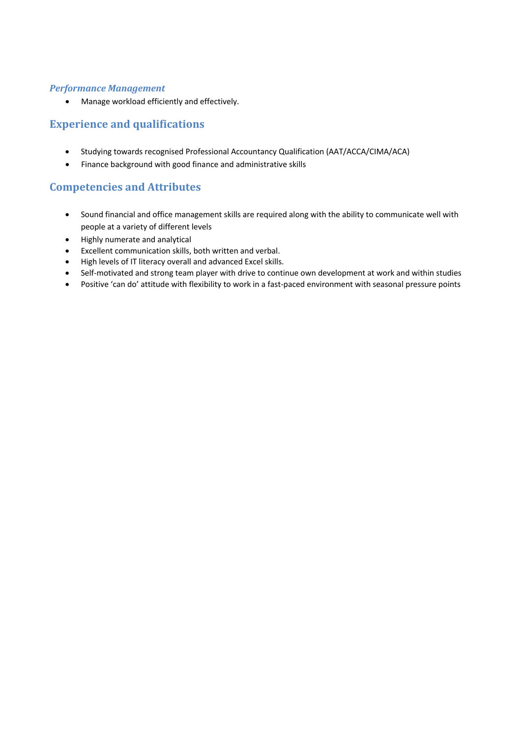### *Performance Management*

- Manage workload efficiently and effectively.

## Experience and qualifications

- Studying towards recognised Professional Accountancy Qualification (AAT/ACCA/CIMA/ACA)
- Finance background with good finance and administrative skills

## Competencies and Attributes

- Sound financial and office management skills are required along with the ability to communicate well with people at a variety of different levels
- Highly numerate and analytical
- Excellent communication skills, both written and verbal.
- High levels of IT literacy overall and advanced Excel skills.
- Self-motivated and strong team player with drive to continue own development at work and within studies
- Positive 'can do' attitude with flexibility to work in a fast-paced environment with seasonal pressure points